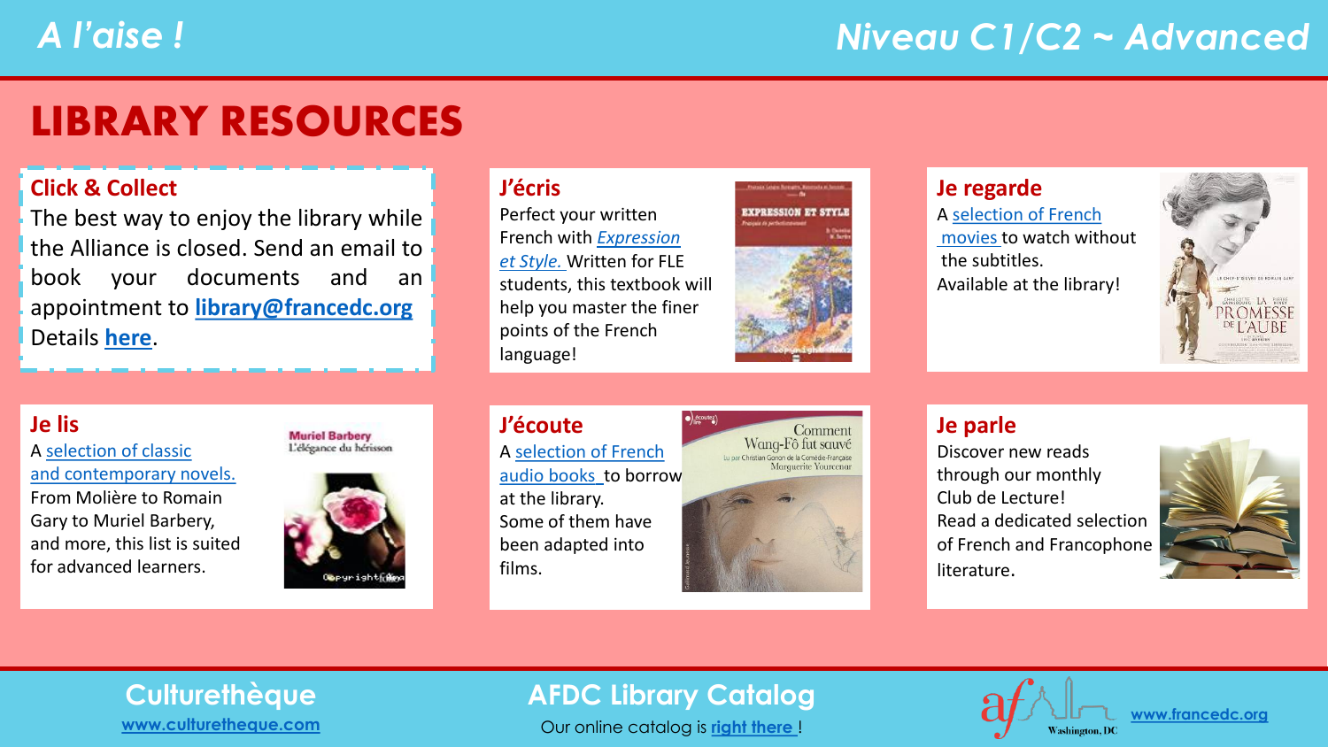A l'aise !

Niveau C1/C2 ~ Advanced

# LIBRARY RESOURCES

## Click & Collect

The best way to enjoy the library while the Alliance is closed. Send an email to book your documents and an appointment to **library@francedc.org**

Details **here**.

## J'écris

Perfect your written French with *Expression et Style.* Written for FLE students, this textbook will help you master the finer points of the French language!

## Je regarde

A selection of French movies to watch without the subtitles.

Available at the library!

## Je lis

A selection of classic and contemporary novels.

From Molière to Romain Gary to Muriel Barbery, and more, this list is suited for advanced learners.

## J'écoute

A selection of French audio books to borrow at the library.

Some of them have been adapted into films.

## Je parle

Discover new reads through our monthly Club de Lecture!

Read a dedicated selection of French and Francophone literature.

## Culturethèque

www.culturetheque.com

## AFDC Library Catalog

Our online catalog is right there !

www.francedc.org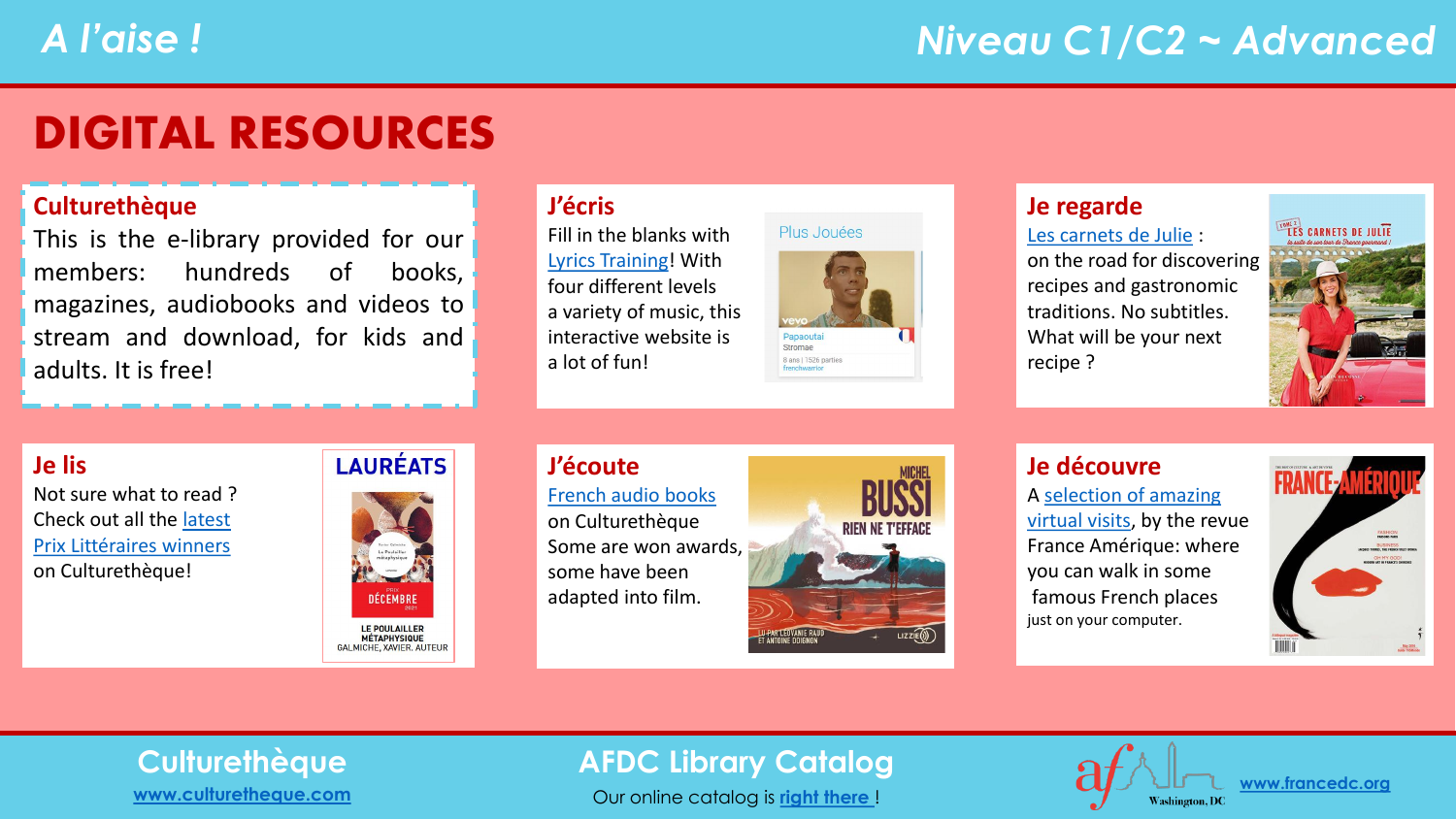A l'aise ! Niveau C1/C2 ~ Advanced

# DIGITAL RESOURCES

## Culturethèque

This is the e-library provided for our members: hundreds of books, magazines, audiobooks and videos to stream and download, for kids and adults. It is free!

## J'écris

Fill in the blanks with Lyrics Training! With four different levels a variety of music, this interactive website is a lot of fun!

## Je regarde

Les carnets de Julie : on the road for discovering recipes and gastronomic traditions. No subtitles. What will be your next recipe ?

## Je lis

Not sure what to read ? Check out all the latest Prix Littéraires winners on Culturethèque!

## J'écoute

French audio books on Culturethèque Some are won awards, some have been adapted into film.

## Je découvre

A selection of amazing virtual visits, by the revue France Amérique: where you can walk in some famous French places just on your computer.

---

**Culturethèque**
www.culturetheque.com

**AFDC Library Catalog**
Our online catalog is right there !

www.francedc.org